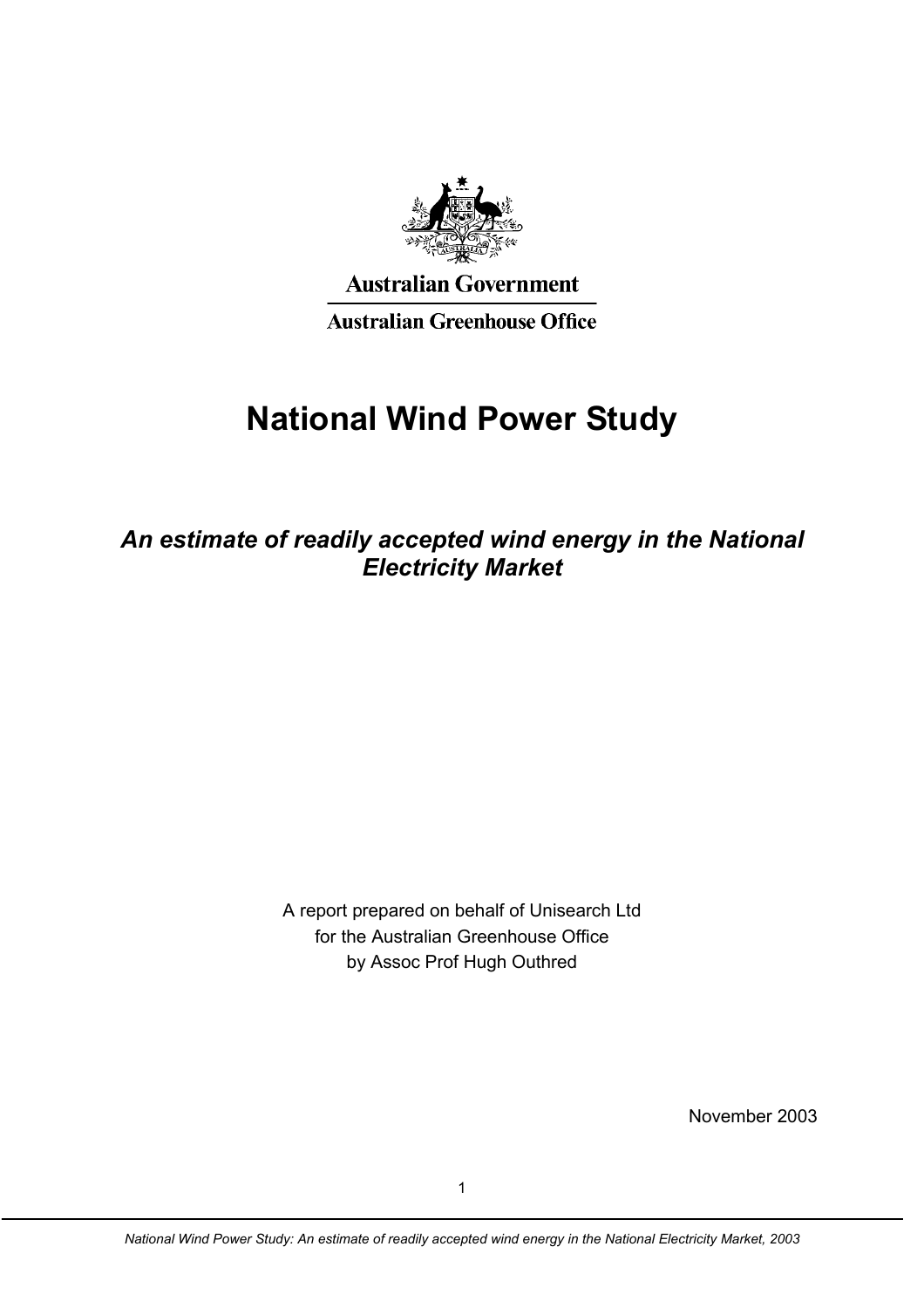Australian Government

Australian Greenhouse Office

# National Wind Power Study

## *An estimate of readily accepted wind energy in the National Electricity Market*

A report prepared on behalf of Unisearch Ltd  
for the Australian Greenhouse Office  
by Assoc Prof Hugh Outhred

November 2003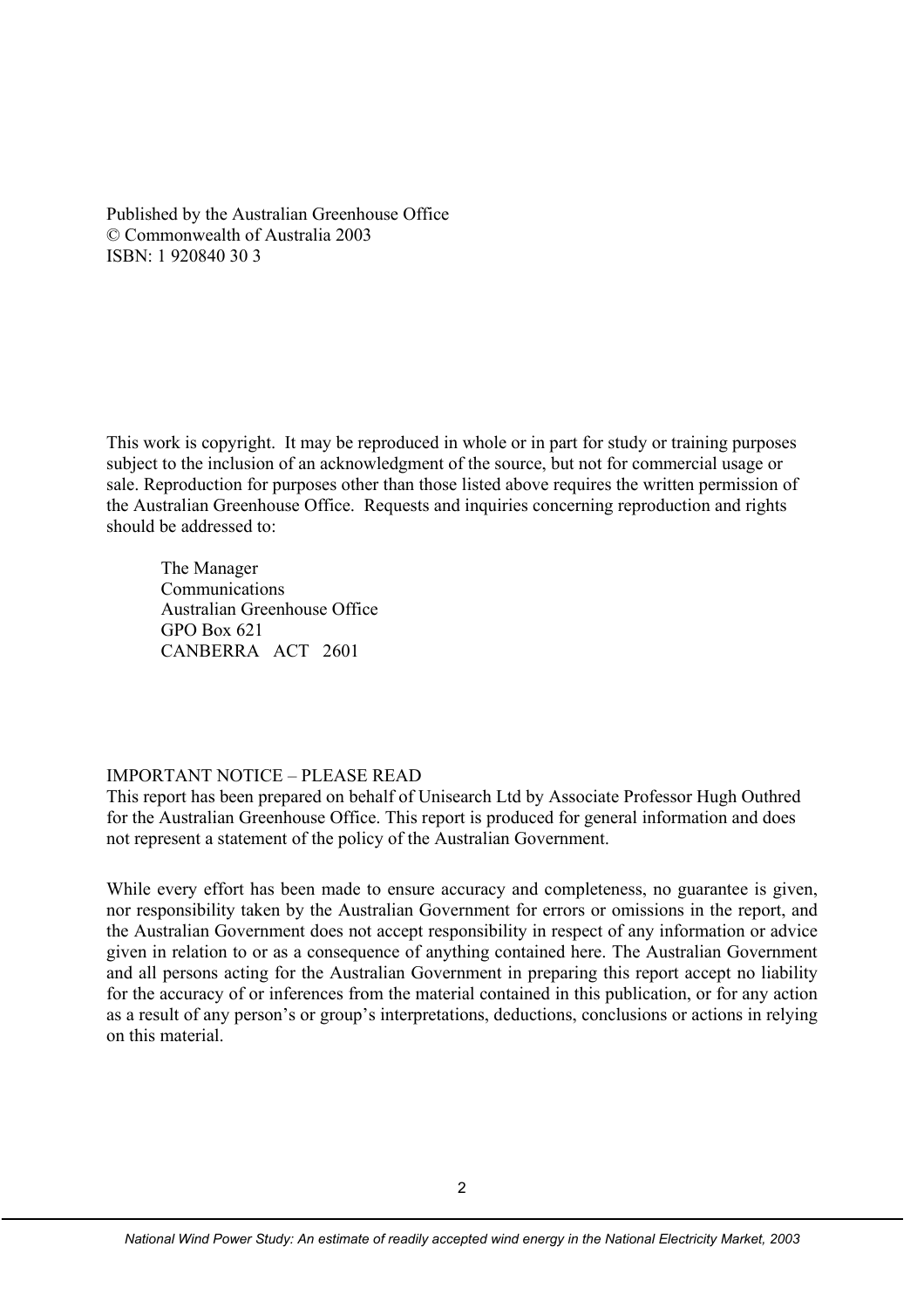Published by the Australian Greenhouse Office
© Commonwealth of Australia 2003
ISBN: 1 920840 30 3

This work is copyright. It may be reproduced in whole or in part for study or training purposes subject to the inclusion of an acknowledgment of the source, but not for commercial usage or sale. Reproduction for purposes other than those listed above requires the written permission of the Australian Greenhouse Office. Requests and inquiries concerning reproduction and rights should be addressed to:

> The Manager
> Communications
> Australian Greenhouse Office
> GPO Box 621
> CANBERRA ACT 2601

IMPORTANT NOTICE – PLEASE READ
This report has been prepared on behalf of Unisearch Ltd by Associate Professor Hugh Outhred for the Australian Greenhouse Office. This report is produced for general information and does not represent a statement of the policy of the Australian Government.

While every effort has been made to ensure accuracy and completeness, no guarantee is given, nor responsibility taken by the Australian Government for errors or omissions in the report, and the Australian Government does not accept responsibility in respect of any information or advice given in relation to or as a consequence of anything contained here. The Australian Government and all persons acting for the Australian Government in preparing this report accept no liability for the accuracy of or inferences from the material contained in this publication, or for any action as a result of any person's or group's interpretations, deductions, conclusions or actions in relying on this material.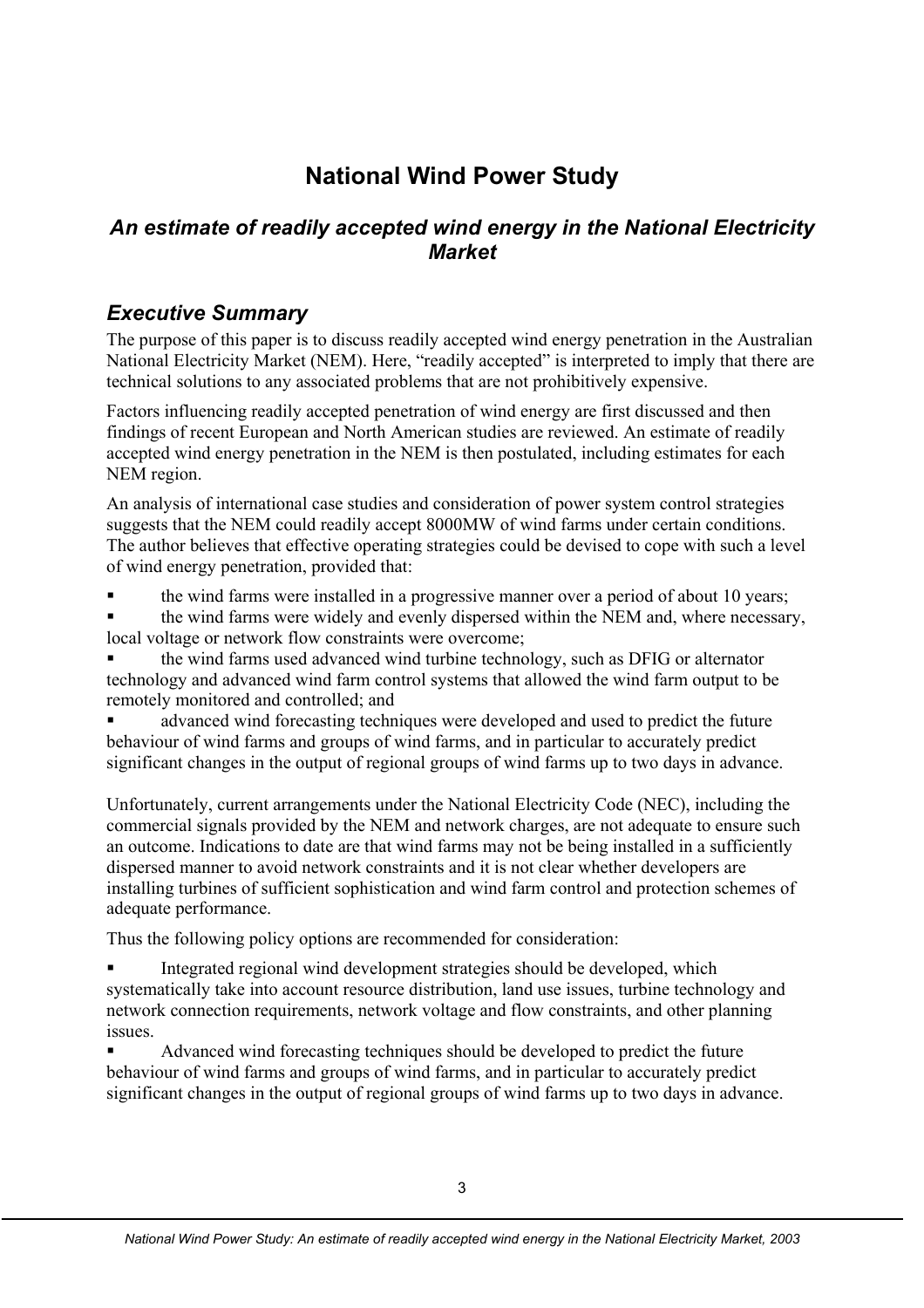# National Wind Power Study

## *An estimate of readily accepted wind energy in the National Electricity Market*

## *Executive Summary*

The purpose of this paper is to discuss readily accepted wind energy penetration in the Australian National Electricity Market (NEM). Here, "readily accepted" is interpreted to imply that there are technical solutions to any associated problems that are not prohibitively expensive.

Factors influencing readily accepted penetration of wind energy are first discussed and then findings of recent European and North American studies are reviewed. An estimate of readily accepted wind energy penetration in the NEM is then postulated, including estimates for each NEM region.

An analysis of international case studies and consideration of power system control strategies suggests that the NEM could readily accept 8000MW of wind farms under certain conditions. The author believes that effective operating strategies could be devised to cope with such a level of wind energy penetration, provided that:

- the wind farms were installed in a progressive manner over a period of about 10 years;
- the wind farms were widely and evenly dispersed within the NEM and, where necessary, local voltage or network flow constraints were overcome;
- the wind farms used advanced wind turbine technology, such as DFIG or alternator technology and advanced wind farm control systems that allowed the wind farm output to be remotely monitored and controlled; and
- advanced wind forecasting techniques were developed and used to predict the future behaviour of wind farms and groups of wind farms, and in particular to accurately predict significant changes in the output of regional groups of wind farms up to two days in advance.

Unfortunately, current arrangements under the National Electricity Code (NEC), including the commercial signals provided by the NEM and network charges, are not adequate to ensure such an outcome. Indications to date are that wind farms may not be being installed in a sufficiently dispersed manner to avoid network constraints and it is not clear whether developers are installing turbines of sufficient sophistication and wind farm control and protection schemes of adequate performance.

Thus the following policy options are recommended for consideration:

- Integrated regional wind development strategies should be developed, which systematically take into account resource distribution, land use issues, turbine technology and network connection requirements, network voltage and flow constraints, and other planning issues.
- Advanced wind forecasting techniques should be developed to predict the future behaviour of wind farms and groups of wind farms, and in particular to accurately predict significant changes in the output of regional groups of wind farms up to two days in advance.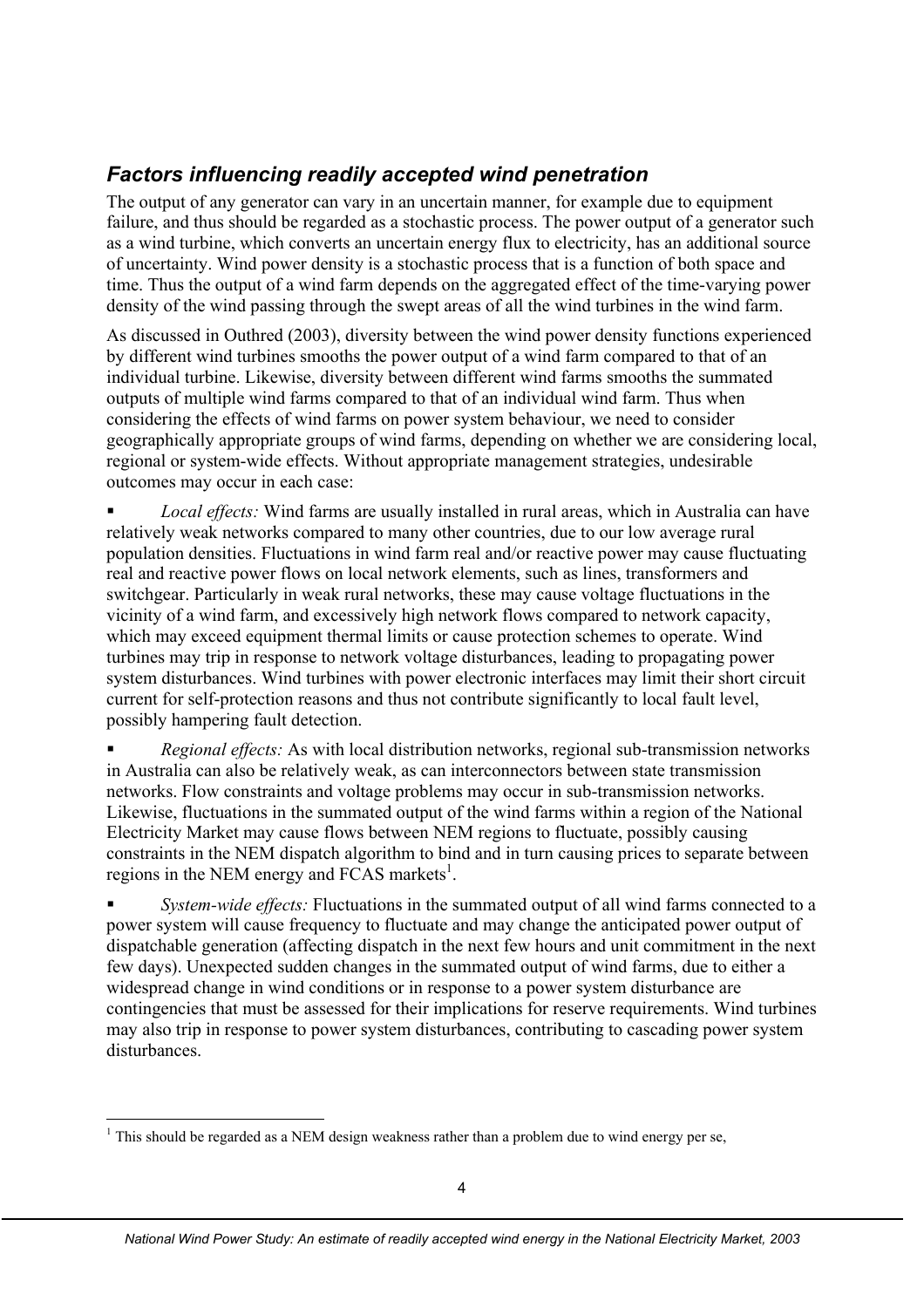## *Factors influencing readily accepted wind penetration*

The output of any generator can vary in an uncertain manner, for example due to equipment failure, and thus should be regarded as a stochastic process. The power output of a generator such as a wind turbine, which converts an uncertain energy flux to electricity, has an additional source of uncertainty. Wind power density is a stochastic process that is a function of both space and time. Thus the output of a wind farm depends on the aggregated effect of the time-varying power density of the wind passing through the swept areas of all the wind turbines in the wind farm.

As discussed in Outhred (2003), diversity between the wind power density functions experienced by different wind turbines smooths the power output of a wind farm compared to that of an individual turbine. Likewise, diversity between different wind farms smooths the summated outputs of multiple wind farms compared to that of an individual wind farm. Thus when considering the effects of wind farms on power system behaviour, we need to consider geographically appropriate groups of wind farms, depending on whether we are considering local, regional or system-wide effects. Without appropriate management strategies, undesirable outcomes may occur in each case:

- *Local effects:* Wind farms are usually installed in rural areas, which in Australia can have relatively weak networks compared to many other countries, due to our low average rural population densities. Fluctuations in wind farm real and/or reactive power may cause fluctuating real and reactive power flows on local network elements, such as lines, transformers and switchgear. Particularly in weak rural networks, these may cause voltage fluctuations in the vicinity of a wind farm, and excessively high network flows compared to network capacity, which may exceed equipment thermal limits or cause protection schemes to operate. Wind turbines may trip in response to network voltage disturbances, leading to propagating power system disturbances. Wind turbines with power electronic interfaces may limit their short circuit current for self-protection reasons and thus not contribute significantly to local fault level, possibly hampering fault detection.

- *Regional effects:* As with local distribution networks, regional sub-transmission networks in Australia can also be relatively weak, as can interconnectors between state transmission networks. Flow constraints and voltage problems may occur in sub-transmission networks. Likewise, fluctuations in the summated output of the wind farms within a region of the National Electricity Market may cause flows between NEM regions to fluctuate, possibly causing constraints in the NEM dispatch algorithm to bind and in turn causing prices to separate between regions in the NEM energy and FCAS markets[1].

- *System-wide effects:* Fluctuations in the summated output of all wind farms connected to a power system will cause frequency to fluctuate and may change the anticipated power output of dispatchable generation (affecting dispatch in the next few hours and unit commitment in the next few days). Unexpected sudden changes in the summated output of wind farms, due to either a widespread change in wind conditions or in response to a power system disturbance are contingencies that must be assessed for their implications for reserve requirements. Wind turbines may also trip in response to power system disturbances, contributing to cascading power system disturbances.

[1] This should be regarded as a NEM design weakness rather than a problem due to wind energy per se,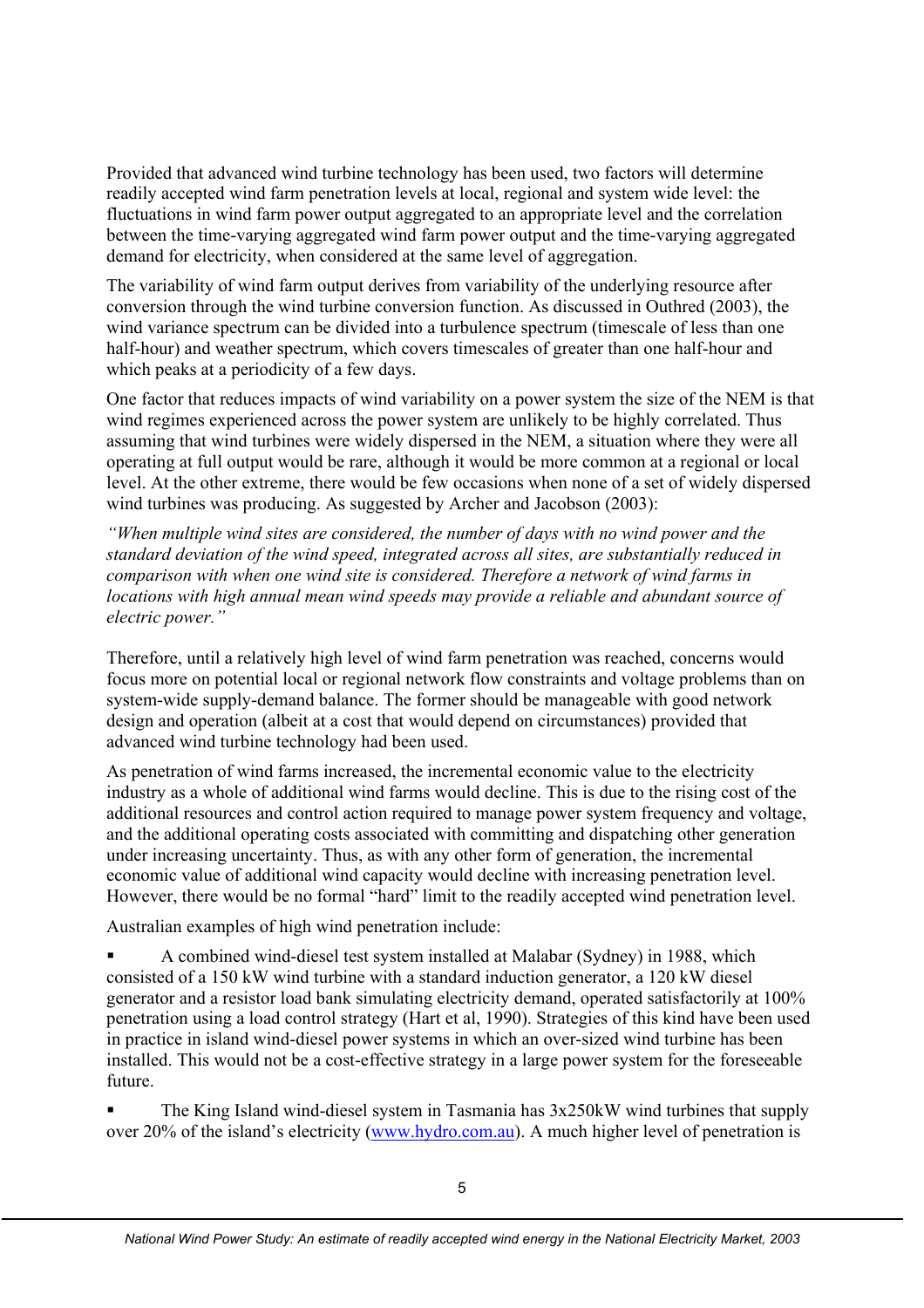Provided that advanced wind turbine technology has been used, two factors will determine readily accepted wind farm penetration levels at local, regional and system wide level: the fluctuations in wind farm power output aggregated to an appropriate level and the correlation between the time-varying aggregated wind farm power output and the time-varying aggregated demand for electricity, when considered at the same level of aggregation.

The variability of wind farm output derives from variability of the underlying resource after conversion through the wind turbine conversion function. As discussed in Outhred (2003), the wind variance spectrum can be divided into a turbulence spectrum (timescale of less than one half-hour) and weather spectrum, which covers timescales of greater than one half-hour and which peaks at a periodicity of a few days.

One factor that reduces impacts of wind variability on a power system the size of the NEM is that wind regimes experienced across the power system are unlikely to be highly correlated. Thus assuming that wind turbines were widely dispersed in the NEM, a situation where they were all operating at full output would be rare, although it would be more common at a regional or local level. At the other extreme, there would be few occasions when none of a set of widely dispersed wind turbines was producing. As suggested by Archer and Jacobson (2003):

*"When multiple wind sites are considered, the number of days with no wind power and the standard deviation of the wind speed, integrated across all sites, are substantially reduced in comparison with when one wind site is considered. Therefore a network of wind farms in locations with high annual mean wind speeds may provide a reliable and abundant source of electric power."*

Therefore, until a relatively high level of wind farm penetration was reached, concerns would focus more on potential local or regional network flow constraints and voltage problems than on system-wide supply-demand balance. The former should be manageable with good network design and operation (albeit at a cost that would depend on circumstances) provided that advanced wind turbine technology had been used.

As penetration of wind farms increased, the incremental economic value to the electricity industry as a whole of additional wind farms would decline. This is due to the rising cost of the additional resources and control action required to manage power system frequency and voltage, and the additional operating costs associated with committing and dispatching other generation under increasing uncertainty. Thus, as with any other form of generation, the incremental economic value of additional wind capacity would decline with increasing penetration level. However, there would be no formal "hard" limit to the readily accepted wind penetration level.

Australian examples of high wind penetration include:

- A combined wind-diesel test system installed at Malabar (Sydney) in 1988, which consisted of a 150 kW wind turbine with a standard induction generator, a 120 kW diesel generator and a resistor load bank simulating electricity demand, operated satisfactorily at 100% penetration using a load control strategy (Hart et al, 1990). Strategies of this kind have been used in practice in island wind-diesel power systems in which an over-sized wind turbine has been installed. This would not be a cost-effective strategy in a large power system for the foreseeable future.
- The King Island wind-diesel system in Tasmania has 3x250kW wind turbines that supply over 20% of the island's electricity (www.hydro.com.au). A much higher level of penetration is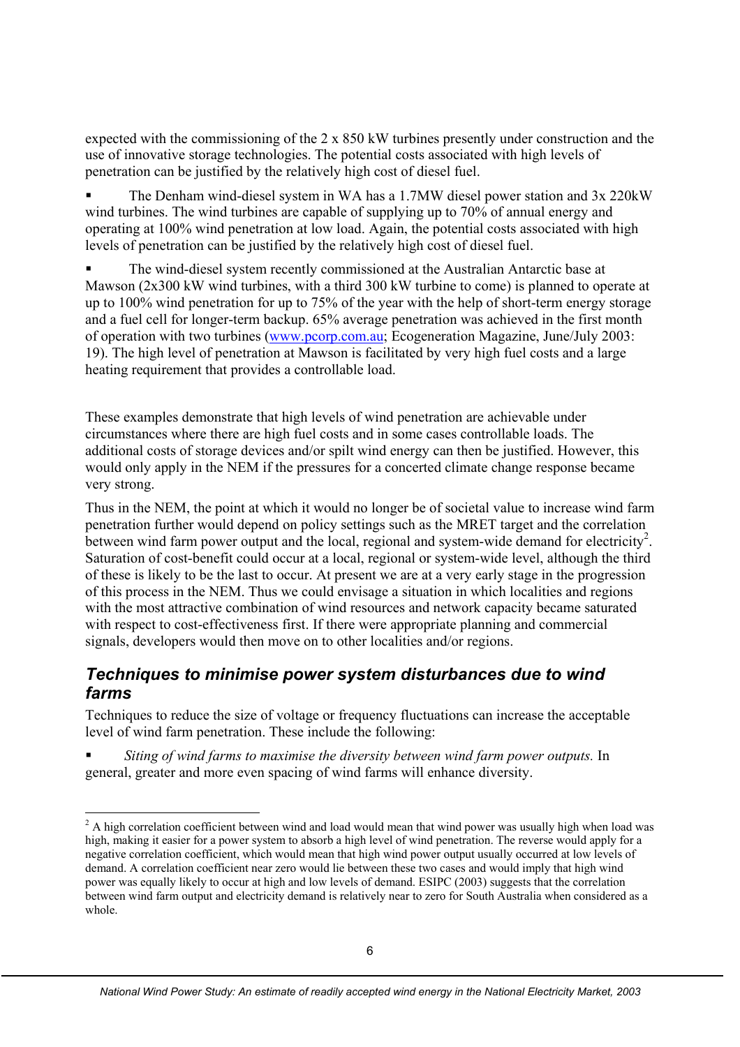expected with the commissioning of the 2 x 850 kW turbines presently under construction and the use of innovative storage technologies. The potential costs associated with high levels of penetration can be justified by the relatively high cost of diesel fuel.

- The Denham wind-diesel system in WA has a 1.7MW diesel power station and 3x 220kW wind turbines. The wind turbines are capable of supplying up to 70% of annual energy and operating at 100% wind penetration at low load. Again, the potential costs associated with high levels of penetration can be justified by the relatively high cost of diesel fuel.
- The wind-diesel system recently commissioned at the Australian Antarctic base at Mawson (2x300 kW wind turbines, with a third 300 kW turbine to come) is planned to operate at up to 100% wind penetration for up to 75% of the year with the help of short-term energy storage and a fuel cell for longer-term backup. 65% average penetration was achieved in the first month of operation with two turbines (www.pcorp.com.au; Ecogeneration Magazine, June/July 2003: 19). The high level of penetration at Mawson is facilitated by very high fuel costs and a large heating requirement that provides a controllable load.

These examples demonstrate that high levels of wind penetration are achievable under circumstances where there are high fuel costs and in some cases controllable loads. The additional costs of storage devices and/or spilt wind energy can then be justified. However, this would only apply in the NEM if the pressures for a concerted climate change response became very strong.

Thus in the NEM, the point at which it would no longer be of societal value to increase wind farm penetration further would depend on policy settings such as the MRET target and the correlation between wind farm power output and the local, regional and system-wide demand for electricity[2]. Saturation of cost-benefit could occur at a local, regional or system-wide level, although the third of these is likely to be the last to occur. At present we are at a very early stage in the progression of this process in the NEM. Thus we could envisage a situation in which localities and regions with the most attractive combination of wind resources and network capacity became saturated with respect to cost-effectiveness first. If there were appropriate planning and commercial signals, developers would then move on to other localities and/or regions.

## *Techniques to minimise power system disturbances due to wind farms*

Techniques to reduce the size of voltage or frequency fluctuations can increase the acceptable level of wind farm penetration. These include the following:

- *Siting of wind farms to maximise the diversity between wind farm power outputs.* In general, greater and more even spacing of wind farms will enhance diversity.

---

[2] A high correlation coefficient between wind and load would mean that wind power was usually high when load was high, making it easier for a power system to absorb a high level of wind penetration. The reverse would apply for a negative correlation coefficient, which would mean that high wind power output usually occurred at low levels of demand. A correlation coefficient near zero would lie between these two cases and would imply that high wind power was equally likely to occur at high and low levels of demand. ESIPC (2003) suggests that the correlation between wind farm output and electricity demand is relatively near to zero for South Australia when considered as a whole.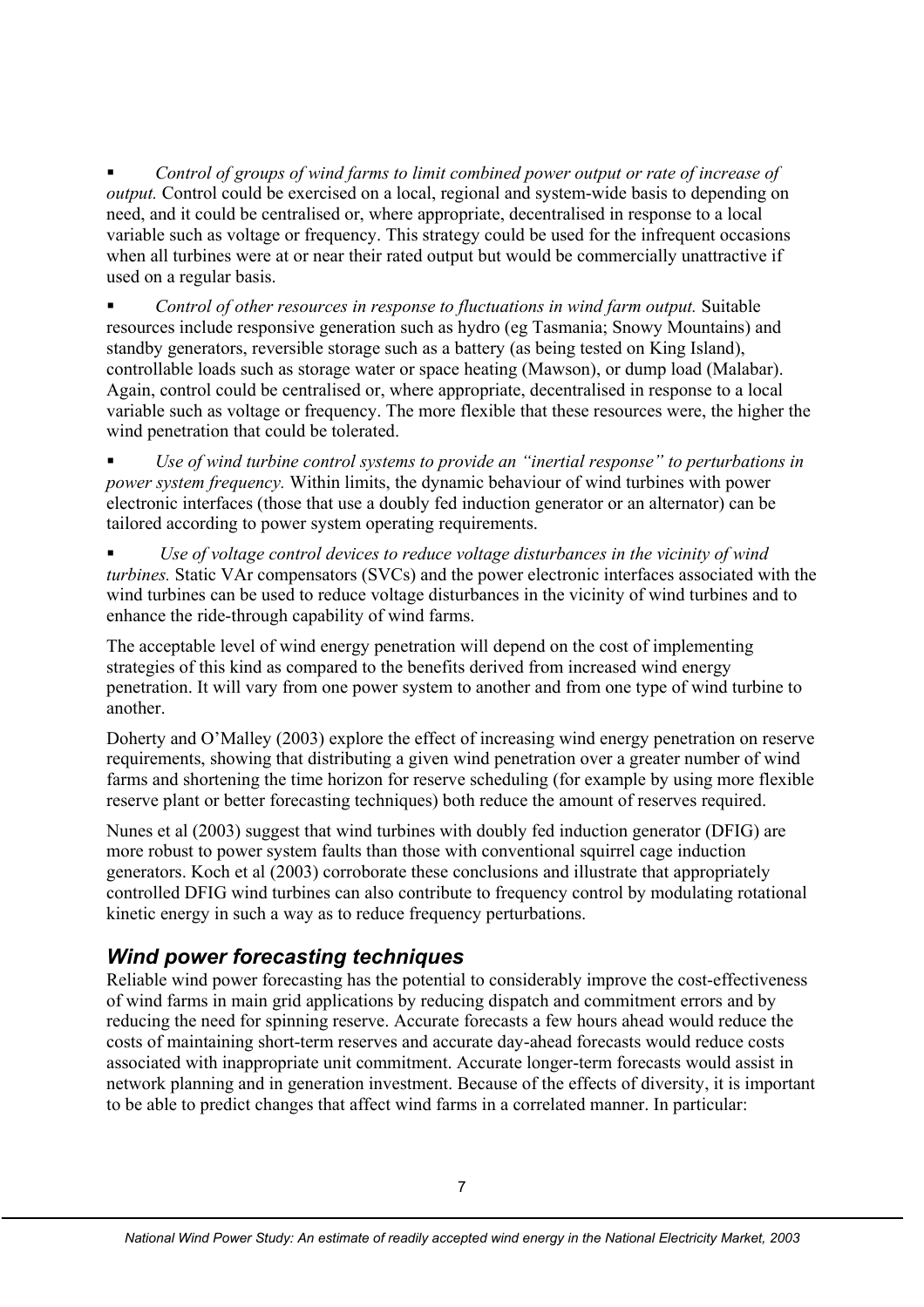- *Control of groups of wind farms to limit combined power output or rate of increase of output.* Control could be exercised on a local, regional and system-wide basis to depending on need, and it could be centralised or, where appropriate, decentralised in response to a local variable such as voltage or frequency. This strategy could be used for the infrequent occasions when all turbines were at or near their rated output but would be commercially unattractive if used on a regular basis.

- *Control of other resources in response to fluctuations in wind farm output.* Suitable resources include responsive generation such as hydro (eg Tasmania; Snowy Mountains) and standby generators, reversible storage such as a battery (as being tested on King Island), controllable loads such as storage water or space heating (Mawson), or dump load (Malabar). Again, control could be centralised or, where appropriate, decentralised in response to a local variable such as voltage or frequency. The more flexible that these resources were, the higher the wind penetration that could be tolerated.

- *Use of wind turbine control systems to provide an "inertial response" to perturbations in power system frequency.* Within limits, the dynamic behaviour of wind turbines with power electronic interfaces (those that use a doubly fed induction generator or an alternator) can be tailored according to power system operating requirements.

- *Use of voltage control devices to reduce voltage disturbances in the vicinity of wind turbines.* Static VAr compensators (SVCs) and the power electronic interfaces associated with the wind turbines can be used to reduce voltage disturbances in the vicinity of wind turbines and to enhance the ride-through capability of wind farms.

The acceptable level of wind energy penetration will depend on the cost of implementing strategies of this kind as compared to the benefits derived from increased wind energy penetration. It will vary from one power system to another and from one type of wind turbine to another.

Doherty and O'Malley (2003) explore the effect of increasing wind energy penetration on reserve requirements, showing that distributing a given wind penetration over a greater number of wind farms and shortening the time horizon for reserve scheduling (for example by using more flexible reserve plant or better forecasting techniques) both reduce the amount of reserves required.

Nunes et al (2003) suggest that wind turbines with doubly fed induction generator (DFIG) are more robust to power system faults than those with conventional squirrel cage induction generators. Koch et al (2003) corroborate these conclusions and illustrate that appropriately controlled DFIG wind turbines can also contribute to frequency control by modulating rotational kinetic energy in such a way as to reduce frequency perturbations.

### *Wind power forecasting techniques*

Reliable wind power forecasting has the potential to considerably improve the cost-effectiveness of wind farms in main grid applications by reducing dispatch and commitment errors and by reducing the need for spinning reserve. Accurate forecasts a few hours ahead would reduce the costs of maintaining short-term reserves and accurate day-ahead forecasts would reduce costs associated with inappropriate unit commitment. Accurate longer-term forecasts would assist in network planning and in generation investment. Because of the effects of diversity, it is important to be able to predict changes that affect wind farms in a correlated manner. In particular: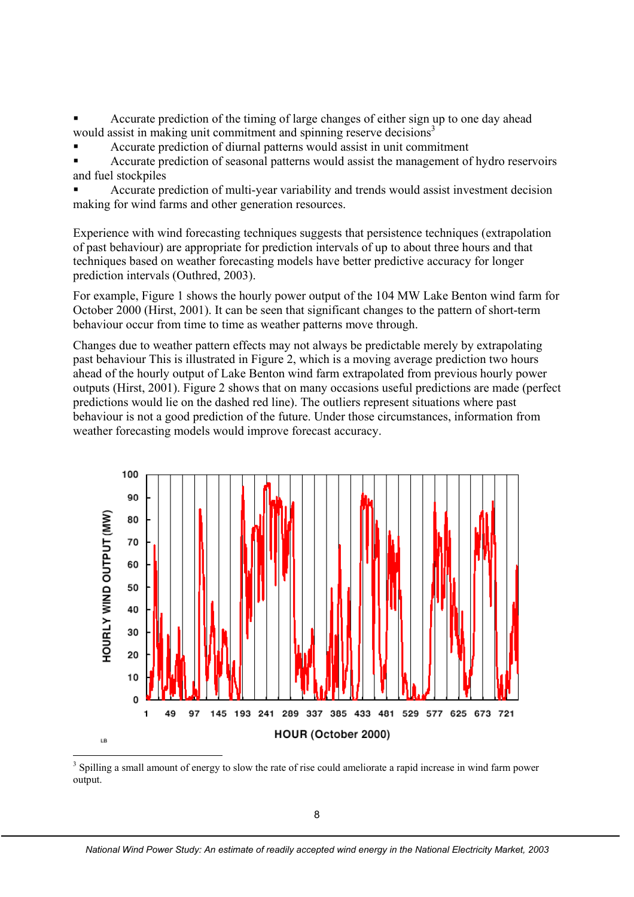- Accurate prediction of the timing of large changes of either sign up to one day ahead would assist in making unit commitment and spinning reserve decisions[3]
- Accurate prediction of diurnal patterns would assist in unit commitment
- Accurate prediction of seasonal patterns would assist the management of hydro reservoirs and fuel stockpiles
- Accurate prediction of multi-year variability and trends would assist investment decision making for wind farms and other generation resources.

Experience with wind forecasting techniques suggests that persistence techniques (extrapolation of past behaviour) are appropriate for prediction intervals of up to about three hours and that techniques based on weather forecasting models have better predictive accuracy for longer prediction intervals (Outhred, 2003).

For example, Figure 1 shows the hourly power output of the 104 MW Lake Benton wind farm for October 2000 (Hirst, 2001). It can be seen that significant changes to the pattern of short-term behaviour occur from time to time as weather patterns move through.

Changes due to weather pattern effects may not always be predictable merely by extrapolating past behaviour This is illustrated in Figure 2, which is a moving average prediction two hours ahead of the hourly output of Lake Benton wind farm extrapolated from previous hourly power outputs (Hirst, 2001). Figure 2 shows that on many occasions useful predictions are made (perfect predictions would lie on the dashed red line). The outliers represent situations where past behaviour is not a good prediction of the future. Under those circumstances, information from weather forecasting models would improve forecast accuracy.

HOURLY WIND OUTPUT (MW)

HOUR (October 2000)

LB

[3] Spilling a small amount of energy to slow the rate of rise could ameliorate a rapid increase in wind farm power output.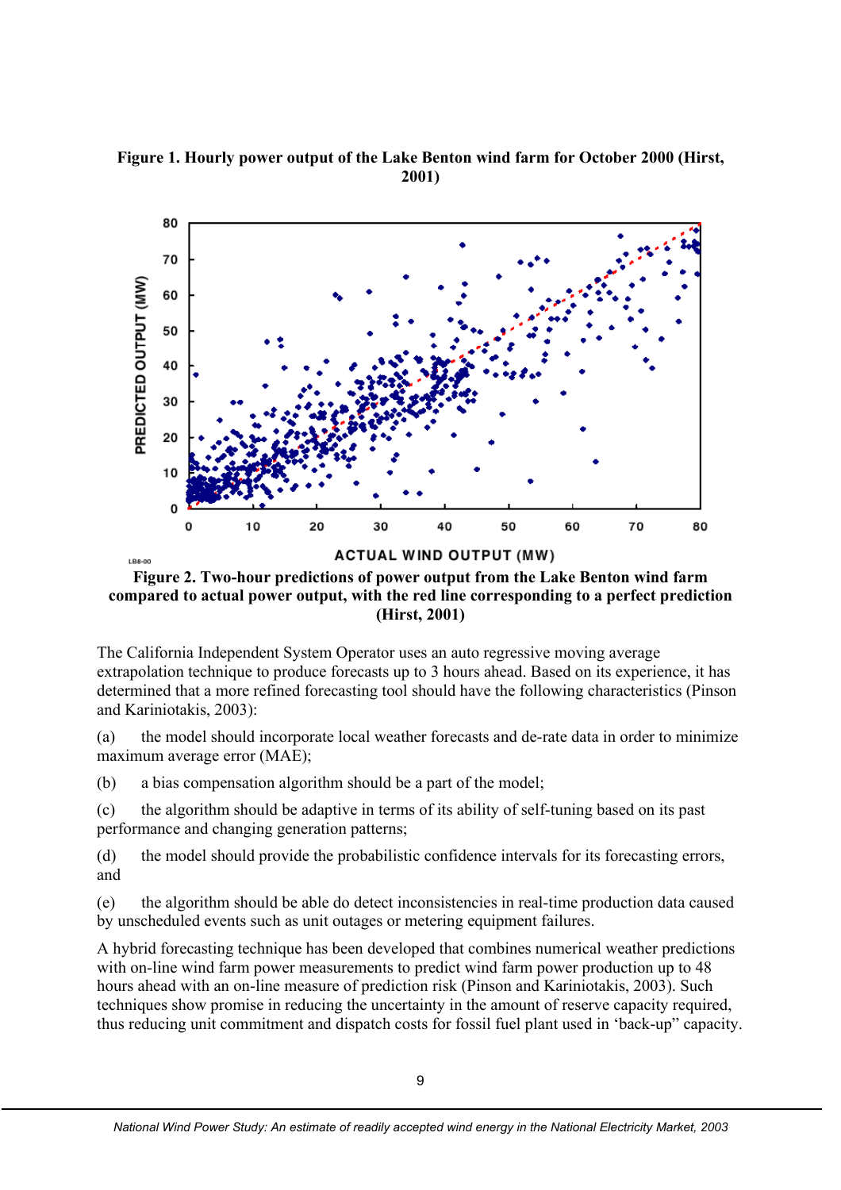**Figure 1. Hourly power output of the Lake Benton wind farm for October 2000 (Hirst, 2001)**

**Figure 2. Two-hour predictions of power output from the Lake Benton wind farm compared to actual power output, with the red line corresponding to a perfect prediction (Hirst, 2001)**

The California Independent System Operator uses an auto regressive moving average extrapolation technique to produce forecasts up to 3 hours ahead. Based on its experience, it has determined that a more refined forecasting tool should have the following characteristics (Pinson and Kariniotakis, 2003):

(a) the model should incorporate local weather forecasts and de-rate data in order to minimize maximum average error (MAE);

(b) a bias compensation algorithm should be a part of the model;

(c) the algorithm should be adaptive in terms of its ability of self-tuning based on its past performance and changing generation patterns;

(d) the model should provide the probabilistic confidence intervals for its forecasting errors, and

(e) the algorithm should be able do detect inconsistencies in real-time production data caused by unscheduled events such as unit outages or metering equipment failures.

A hybrid forecasting technique has been developed that combines numerical weather predictions with on-line wind farm power measurements to predict wind farm power production up to 48 hours ahead with an on-line measure of prediction risk (Pinson and Kariniotakis, 2003). Such techniques show promise in reducing the uncertainty in the amount of reserve capacity required, thus reducing unit commitment and dispatch costs for fossil fuel plant used in 'back-up" capacity.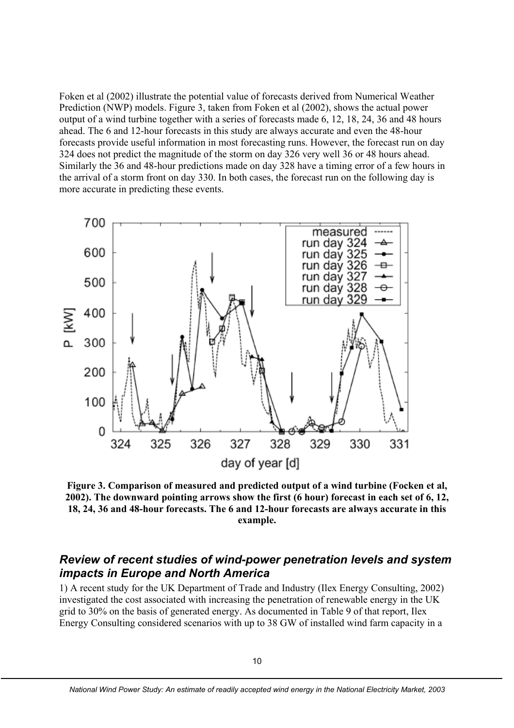Foken et al (2002) illustrate the potential value of forecasts derived from Numerical Weather Prediction (NWP) models. Figure 3, taken from Foken et al (2002), shows the actual power output of a wind turbine together with a series of forecasts made 6, 12, 18, 24, 36 and 48 hours ahead. The 6 and 12-hour forecasts in this study are always accurate and even the 48-hour forecasts provide useful information in most forecasting runs. However, the forecast run on day 324 does not predict the magnitude of the storm on day 326 very well 36 or 48 hours ahead. Similarly the 36 and 48-hour predictions made on day 328 have a timing error of a few hours in the arrival of a storm front on day 330. In both cases, the forecast run on the following day is more accurate in predicting these events.

**Figure 3. Comparison of measured and predicted output of a wind turbine (Focken et al, 2002). The downward pointing arrows show the first (6 hour) forecast in each set of 6, 12, 18, 24, 36 and 48-hour forecasts. The 6 and 12-hour forecasts are always accurate in this example.**

## *Review of recent studies of wind-power penetration levels and system impacts in Europe and North America*

1) A recent study for the UK Department of Trade and Industry (Ilex Energy Consulting, 2002) investigated the cost associated with increasing the penetration of renewable energy in the UK grid to 30% on the basis of generated energy. As documented in Table 9 of that report, Ilex Energy Consulting considered scenarios with up to 38 GW of installed wind farm capacity in a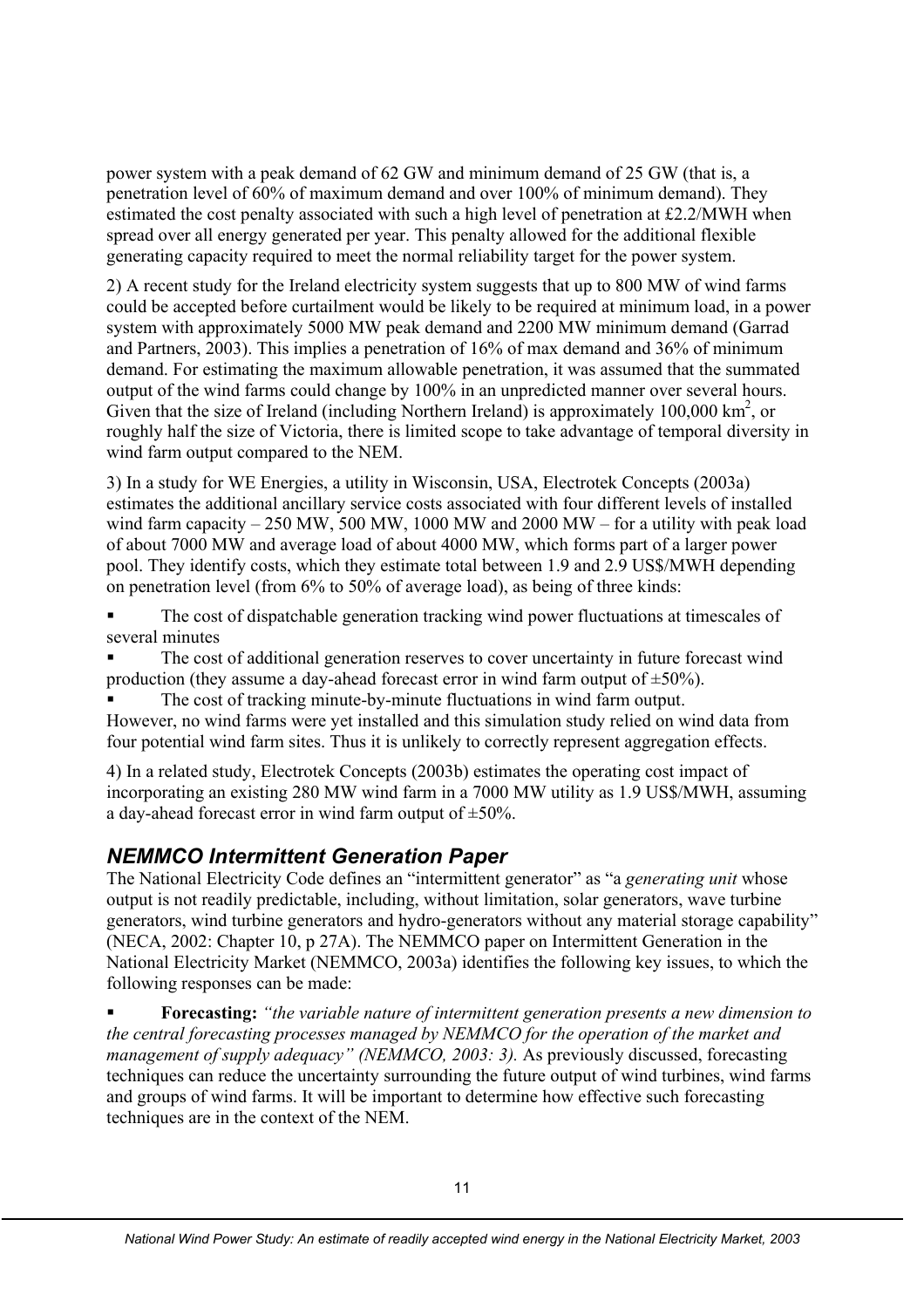power system with a peak demand of 62 GW and minimum demand of 25 GW (that is, a penetration level of 60% of maximum demand and over 100% of minimum demand). They estimated the cost penalty associated with such a high level of penetration at £2.2/MWH when spread over all energy generated per year. This penalty allowed for the additional flexible generating capacity required to meet the normal reliability target for the power system.

2) A recent study for the Ireland electricity system suggests that up to 800 MW of wind farms could be accepted before curtailment would be likely to be required at minimum load, in a power system with approximately 5000 MW peak demand and 2200 MW minimum demand (Garrad and Partners, 2003). This implies a penetration of 16% of max demand and 36% of minimum demand. For estimating the maximum allowable penetration, it was assumed that the summated output of the wind farms could change by 100% in an unpredicted manner over several hours. Given that the size of Ireland (including Northern Ireland) is approximately 100,000 km$^2$, or roughly half the size of Victoria, there is limited scope to take advantage of temporal diversity in wind farm output compared to the NEM.

3) In a study for WE Energies, a utility in Wisconsin, USA, Electrotek Concepts (2003a) estimates the additional ancillary service costs associated with four different levels of installed wind farm capacity – 250 MW, 500 MW, 1000 MW and 2000 MW – for a utility with peak load of about 7000 MW and average load of about 4000 MW, which forms part of a larger power pool. They identify costs, which they estimate total between 1.9 and 2.9 US$/MWH depending on penetration level (from 6% to 50% of average load), as being of three kinds:

- The cost of dispatchable generation tracking wind power fluctuations at timescales of several minutes
- The cost of additional generation reserves to cover uncertainty in future forecast wind production (they assume a day-ahead forecast error in wind farm output of ±50%).
- The cost of tracking minute-by-minute fluctuations in wind farm output.

However, no wind farms were yet installed and this simulation study relied on wind data from four potential wind farm sites. Thus it is unlikely to correctly represent aggregation effects.

4) In a related study, Electrotek Concepts (2003b) estimates the operating cost impact of incorporating an existing 280 MW wind farm in a 7000 MW utility as 1.9 US$/MWH, assuming a day-ahead forecast error in wind farm output of ±50%.

## NEMMCO Intermittent Generation Paper

The National Electricity Code defines an "intermittent generator" as "a *generating unit* whose output is not readily predictable, including, without limitation, solar generators, wave turbine generators, wind turbine generators and hydro-generators without any material storage capability" (NECA, 2002: Chapter 10, p 27A). The NEMMCO paper on Intermittent Generation in the National Electricity Market (NEMMCO, 2003a) identifies the following key issues, to which the following responses can be made:

- **Forecasting:** *"the variable nature of intermittent generation presents a new dimension to the central forecasting processes managed by NEMMCO for the operation of the market and management of supply adequacy" (NEMMCO, 2003: 3).* As previously discussed, forecasting techniques can reduce the uncertainty surrounding the future output of wind turbines, wind farms and groups of wind farms. It will be important to determine how effective such forecasting techniques are in the context of the NEM.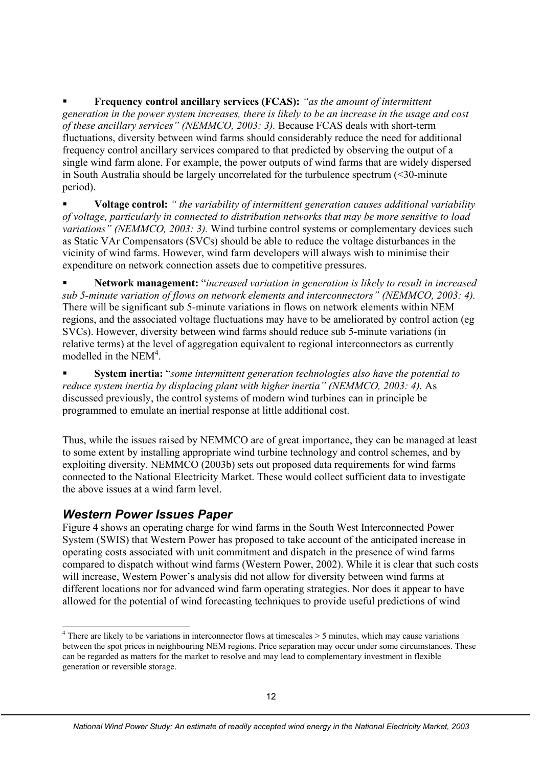- **Frequency control ancillary services (FCAS):** *"as the amount of intermittent generation in the power system increases, there is likely to be an increase in the usage and cost of these ancillary services" (NEMMCO, 2003: 3).* Because FCAS deals with short-term fluctuations, diversity between wind farms should considerably reduce the need for additional frequency control ancillary services compared to that predicted by observing the output of a single wind farm alone. For example, the power outputs of wind farms that are widely dispersed in South Australia should be largely uncorrelated for the turbulence spectrum (<30-minute period).

- **Voltage control:** *" the variability of intermittent generation causes additional variability of voltage, particularly in connected to distribution networks that may be more sensitive to load variations" (NEMMCO, 2003: 3).* Wind turbine control systems or complementary devices such as Static VAr Compensators (SVCs) should be able to reduce the voltage disturbances in the vicinity of wind farms. However, wind farm developers will always wish to minimise their expenditure on network connection assets due to competitive pressures.

- **Network management:** "*increased variation in generation is likely to result in increased sub 5-minute variation of flows on network elements and interconnectors" (NEMMCO, 2003: 4).* There will be significant sub 5-minute variations in flows on network elements within NEM regions, and the associated voltage fluctuations may have to be ameliorated by control action (eg SVCs). However, diversity between wind farms should reduce sub 5-minute variations (in relative terms) at the level of aggregation equivalent to regional interconnectors as currently modelled in the NEM[4].

- **System inertia:** "*some intermittent generation technologies also have the potential to reduce system inertia by displacing plant with higher inertia" (NEMMCO, 2003: 4).* As discussed previously, the control systems of modern wind turbines can in principle be programmed to emulate an inertial response at little additional cost.

Thus, while the issues raised by NEMMCO are of great importance, they can be managed at least to some extent by installing appropriate wind turbine technology and control schemes, and by exploiting diversity. NEMMCO (2003b) sets out proposed data requirements for wind farms connected to the National Electricity Market. These would collect sufficient data to investigate the above issues at a wind farm level.

## *Western Power Issues Paper*

Figure 4 shows an operating charge for wind farms in the South West Interconnected Power System (SWIS) that Western Power has proposed to take account of the anticipated increase in operating costs associated with unit commitment and dispatch in the presence of wind farms compared to dispatch without wind farms (Western Power, 2002). While it is clear that such costs will increase, Western Power's analysis did not allow for diversity between wind farms at different locations nor for advanced wind farm operating strategies. Nor does it appear to have allowed for the potential of wind forecasting techniques to provide useful predictions of wind

---

[4] There are likely to be variations in interconnector flows at timescales > 5 minutes, which may cause variations between the spot prices in neighbouring NEM regions. Price separation may occur under some circumstances. These can be regarded as matters for the market to resolve and may lead to complementary investment in flexible generation or reversible storage.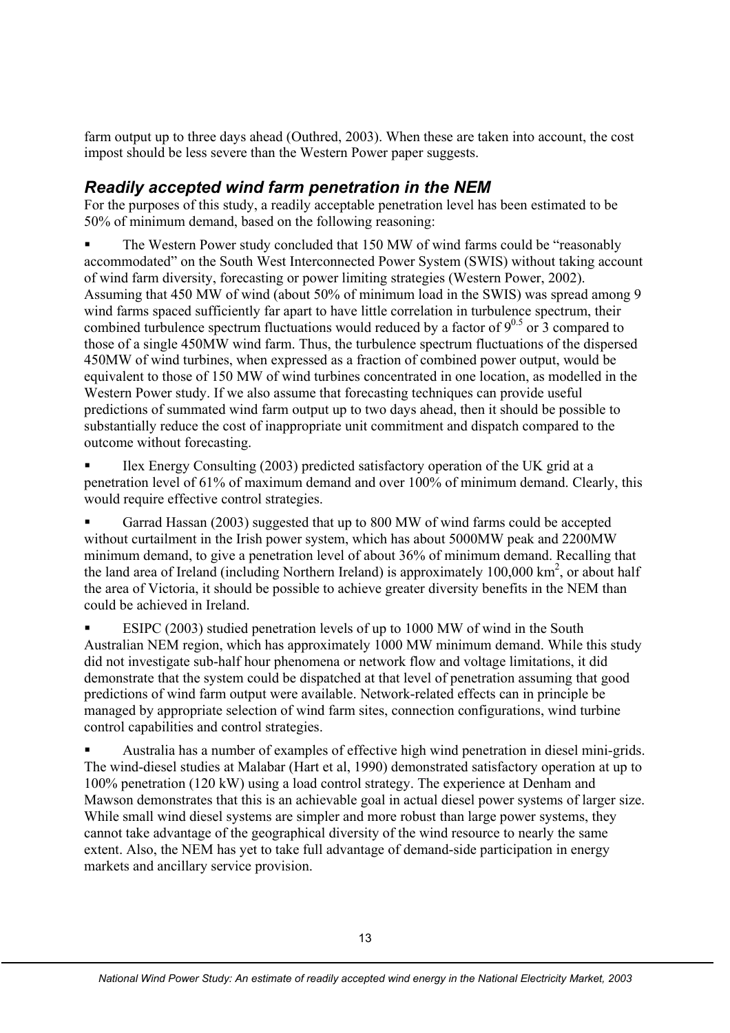farm output up to three days ahead (Outhred, 2003). When these are taken into account, the cost impost should be less severe than the Western Power paper suggests.

## *Readily accepted wind farm penetration in the NEM*

For the purposes of this study, a readily acceptable penetration level has been estimated to be 50% of minimum demand, based on the following reasoning:

- The Western Power study concluded that 150 MW of wind farms could be "reasonably accommodated" on the South West Interconnected Power System (SWIS) without taking account of wind farm diversity, forecasting or power limiting strategies (Western Power, 2002). Assuming that 450 MW of wind (about 50% of minimum load in the SWIS) was spread among 9 wind farms spaced sufficiently far apart to have little correlation in turbulence spectrum, their combined turbulence spectrum fluctuations would reduced by a factor of $9^{0.5}$ or 3 compared to those of a single 450MW wind farm. Thus, the turbulence spectrum fluctuations of the dispersed 450MW of wind turbines, when expressed as a fraction of combined power output, would be equivalent to those of 150 MW of wind turbines concentrated in one location, as modelled in the Western Power study. If we also assume that forecasting techniques can provide useful predictions of summated wind farm output up to two days ahead, then it should be possible to substantially reduce the cost of inappropriate unit commitment and dispatch compared to the outcome without forecasting.

- Ilex Energy Consulting (2003) predicted satisfactory operation of the UK grid at a penetration level of 61% of maximum demand and over 100% of minimum demand. Clearly, this would require effective control strategies.

- Garrad Hassan (2003) suggested that up to 800 MW of wind farms could be accepted without curtailment in the Irish power system, which has about 5000MW peak and 2200MW minimum demand, to give a penetration level of about 36% of minimum demand. Recalling that the land area of Ireland (including Northern Ireland) is approximately 100,000 km$^2$, or about half the area of Victoria, it should be possible to achieve greater diversity benefits in the NEM than could be achieved in Ireland.

- ESIPC (2003) studied penetration levels of up to 1000 MW of wind in the South Australian NEM region, which has approximately 1000 MW minimum demand. While this study did not investigate sub-half hour phenomena or network flow and voltage limitations, it did demonstrate that the system could be dispatched at that level of penetration assuming that good predictions of wind farm output were available. Network-related effects can in principle be managed by appropriate selection of wind farm sites, connection configurations, wind turbine control capabilities and control strategies.

- Australia has a number of examples of effective high wind penetration in diesel mini-grids. The wind-diesel studies at Malabar (Hart et al, 1990) demonstrated satisfactory operation at up to 100% penetration (120 kW) using a load control strategy. The experience at Denham and Mawson demonstrates that this is an achievable goal in actual diesel power systems of larger size. While small wind diesel systems are simpler and more robust than large power systems, they cannot take advantage of the geographical diversity of the wind resource to nearly the same extent. Also, the NEM has yet to take full advantage of demand-side participation in energy markets and ancillary service provision.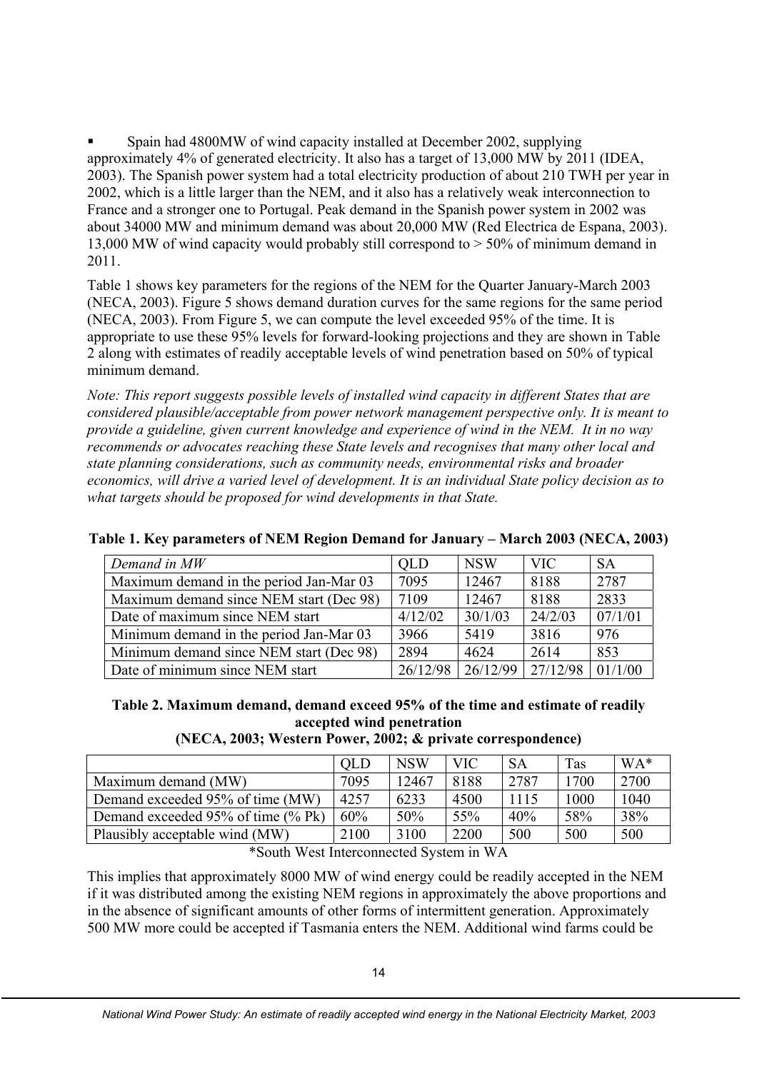- Spain had 4800MW of wind capacity installed at December 2002, supplying approximately 4% of generated electricity. It also has a target of 13,000 MW by 2011 (IDEA, 2003). The Spanish power system had a total electricity production of about 210 TWH per year in 2002, which is a little larger than the NEM, and it also has a relatively weak interconnection to France and a stronger one to Portugal. Peak demand in the Spanish power system in 2002 was about 34000 MW and minimum demand was about 20,000 MW (Red Electrica de Espana, 2003). 13,000 MW of wind capacity would probably still correspond to > 50% of minimum demand in 2011.

Table 1 shows key parameters for the regions of the NEM for the Quarter January-March 2003 (NECA, 2003). Figure 5 shows demand duration curves for the same regions for the same period (NECA, 2003). From Figure 5, we can compute the level exceeded 95% of the time. It is appropriate to use these 95% levels for forward-looking projections and they are shown in Table 2 along with estimates of readily acceptable levels of wind penetration based on 50% of typical minimum demand.

*Note: This report suggests possible levels of installed wind capacity in different States that are considered plausible/acceptable from power network management perspective only. It is meant to provide a guideline, given current knowledge and experience of wind in the NEM. It in no way recommends or advocates reaching these State levels and recognises that many other local and state planning considerations, such as community needs, environmental risks and broader economics, will drive a varied level of development. It is an individual State policy decision as to what targets should be proposed for wind developments in that State.*

**Table 1. Key parameters of NEM Region Demand for January – March 2003 (NECA, 2003)**

| *Demand in MW* | QLD | NSW | VIC | SA |
|---|---|---|---|---|
| Maximum demand in the period Jan-Mar 03 | 7095 | 12467 | 8188 | 2787 |
| Maximum demand since NEM start (Dec 98) | 7109 | 12467 | 8188 | 2833 |
| Date of maximum since NEM start | 4/12/02 | 30/1/03 | 24/2/03 | 07/1/01 |
| Minimum demand in the period Jan-Mar 03 | 3966 | 5419 | 3816 | 976 |
| Minimum demand since NEM start (Dec 98) | 2894 | 4624 | 2614 | 853 |
| Date of minimum since NEM start | 26/12/98 | 26/12/99 | 27/12/98 | 01/1/00 |

**Table 2. Maximum demand, demand exceed 95% of the time and estimate of readily accepted wind penetration**
**(NECA, 2003; Western Power, 2002; & private correspondence)**

| | QLD | NSW | VIC | SA | Tas | WA* |
|---|---|---|---|---|---|---|
| Maximum demand (MW) | 7095 | 12467 | 8188 | 2787 | 1700 | 2700 |
| Demand exceeded 95% of time (MW) | 4257 | 6233 | 4500 | 1115 | 1000 | 1040 |
| Demand exceeded 95% of time (% Pk) | 60% | 50% | 55% | 40% | 58% | 38% |
| Plausibly acceptable wind (MW) | 2100 | 3100 | 2200 | 500 | 500 | 500 |

*South West Interconnected System in WA

This implies that approximately 8000 MW of wind energy could be readily accepted in the NEM if it was distributed among the existing NEM regions in approximately the above proportions and in the absence of significant amounts of other forms of intermittent generation. Approximately 500 MW more could be accepted if Tasmania enters the NEM. Additional wind farms could be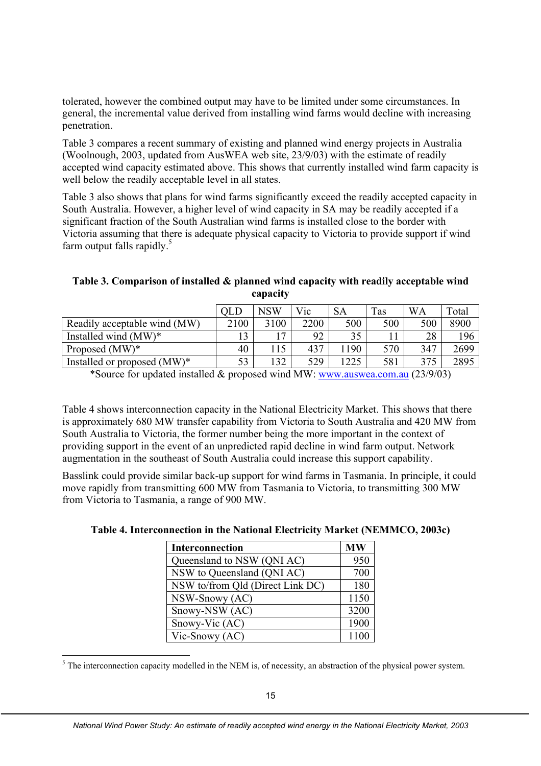tolerated, however the combined output may have to be limited under some circumstances. In general, the incremental value derived from installing wind farms would decline with increasing penetration.

Table 3 compares a recent summary of existing and planned wind energy projects in Australia (Woolnough, 2003, updated from AusWEA web site, 23/9/03) with the estimate of readily accepted wind capacity estimated above. This shows that currently installed wind farm capacity is well below the readily acceptable level in all states.

Table 3 also shows that plans for wind farms significantly exceed the readily accepted capacity in South Australia. However, a higher level of wind capacity in SA may be readily accepted if a significant fraction of the South Australian wind farms is installed close to the border with Victoria assuming that there is adequate physical capacity to Victoria to provide support if wind farm output falls rapidly.[5]

**Table 3. Comparison of installed & planned wind capacity with readily acceptable wind capacity**

| | QLD | NSW | Vic | SA | Tas | WA | Total |
|---|---|---|---|---|---|---|---|
| Readily acceptable wind (MW) | 2100 | 3100 | 2200 | 500 | 500 | 500 | 8900 |
| Installed wind (MW)* | 13 | 17 | 92 | 35 | 11 | 28 | 196 |
| Proposed (MW)* | 40 | 115 | 437 | 1190 | 570 | 347 | 2699 |
| Installed or proposed (MW)* | 53 | 132 | 529 | 1225 | 581 | 375 | 2895 |

*Source for updated installed & proposed wind MW: www.auswea.com.au (23/9/03)

Table 4 shows interconnection capacity in the National Electricity Market. This shows that there is approximately 680 MW transfer capability from Victoria to South Australia and 420 MW from South Australia to Victoria, the former number being the more important in the context of providing support in the event of an unpredicted rapid decline in wind farm output. Network augmentation in the southeast of South Australia could increase this support capability.

Basslink could provide similar back-up support for wind farms in Tasmania. In principle, it could move rapidly from transmitting 600 MW from Tasmania to Victoria, to transmitting 300 MW from Victoria to Tasmania, a range of 900 MW.

**Table 4. Interconnection in the National Electricity Market (NEMMCO, 2003c)**

| Interconnection | MW |
|---|---|
| Queensland to NSW (QNI AC) | 950 |
| NSW to Queensland (QNI AC) | 700 |
| NSW to/from Qld (Direct Link DC) | 180 |
| NSW-Snowy (AC) | 1150 |
| Snowy-NSW (AC) | 3200 |
| Snowy-Vic (AC) | 1900 |
| Vic-Snowy (AC) | 1100 |

[5] The interconnection capacity modelled in the NEM is, of necessity, an abstraction of the physical power system.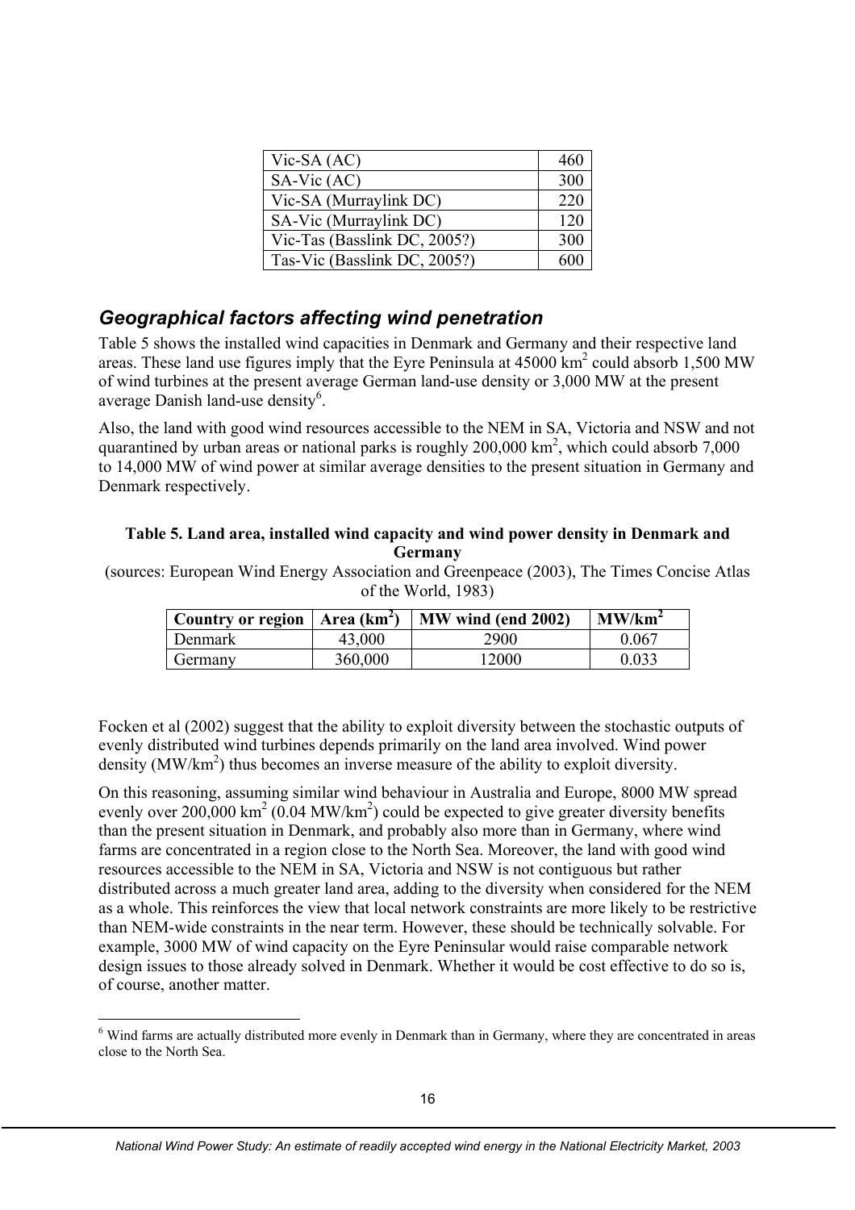| Vic-SA (AC) | 460 |
|---|---|
| SA-Vic (AC) | 300 |
| Vic-SA (Murraylink DC) | 220 |
| SA-Vic (Murraylink DC) | 120 |
| Vic-Tas (Basslink DC, 2005?) | 300 |
| Tas-Vic (Basslink DC, 2005?) | 600 |

## *Geographical factors affecting wind penetration*

Table 5 shows the installed wind capacities in Denmark and Germany and their respective land areas. These land use figures imply that the Eyre Peninsula at 45000 $km^2$ could absorb 1,500 MW of wind turbines at the present average German land-use density or 3,000 MW at the present average Danish land-use density[6].

Also, the land with good wind resources accessible to the NEM in SA, Victoria and NSW and not quarantined by urban areas or national parks is roughly 200,000 $km^2$, which could absorb 7,000 to 14,000 MW of wind power at similar average densities to the present situation in Germany and Denmark respectively.

**Table 5. Land area, installed wind capacity and wind power density in Denmark and Germany**

(sources: European Wind Energy Association and Greenpeace (2003), The Times Concise Atlas of the World, 1983)

| Country or region | Area ($km^2$) | MW wind (end 2002) | MW/$km^2$ |
|---|---|---|---|
| Denmark | 43,000 | 2900 | 0.067 |
| Germany | 360,000 | 12000 | 0.033 |

Focken et al (2002) suggest that the ability to exploit diversity between the stochastic outputs of evenly distributed wind turbines depends primarily on the land area involved. Wind power density (MW/$km^2$) thus becomes an inverse measure of the ability to exploit diversity.

On this reasoning, assuming similar wind behaviour in Australia and Europe, 8000 MW spread evenly over 200,000 $km^2$ (0.04 MW/$km^2$) could be expected to give greater diversity benefits than the present situation in Denmark, and probably also more than in Germany, where wind farms are concentrated in a region close to the North Sea. Moreover, the land with good wind resources accessible to the NEM in SA, Victoria and NSW is not contiguous but rather distributed across a much greater land area, adding to the diversity when considered for the NEM as a whole. This reinforces the view that local network constraints are more likely to be restrictive than NEM-wide constraints in the near term. However, these should be technically solvable. For example, 3000 MW of wind capacity on the Eyre Peninsular would raise comparable network design issues to those already solved in Denmark. Whether it would be cost effective to do so is, of course, another matter.

[6] Wind farms are actually distributed more evenly in Denmark than in Germany, where they are concentrated in areas close to the North Sea.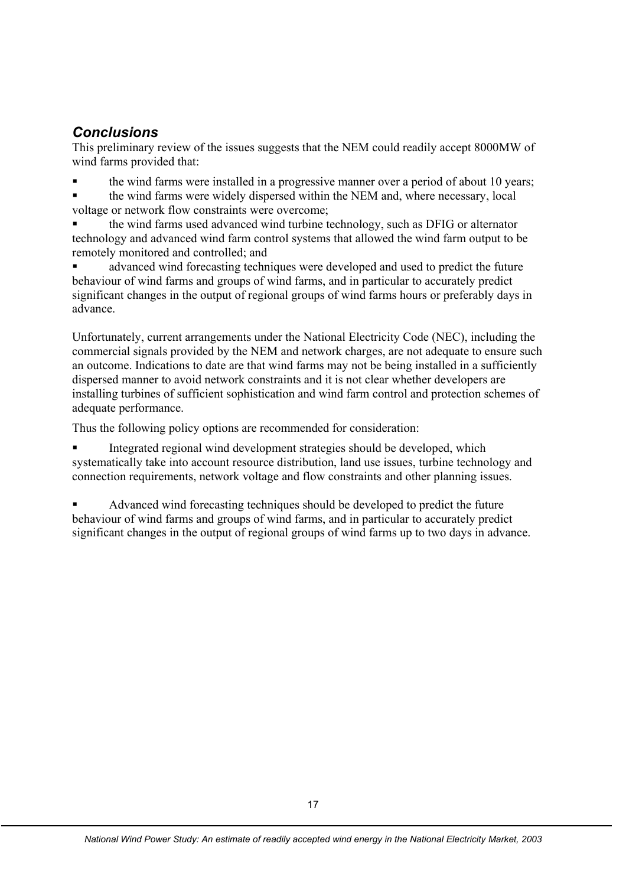### *Conclusions*

This preliminary review of the issues suggests that the NEM could readily accept 8000MW of wind farms provided that:

- the wind farms were installed in a progressive manner over a period of about 10 years;
- the wind farms were widely dispersed within the NEM and, where necessary, local voltage or network flow constraints were overcome;
- the wind farms used advanced wind turbine technology, such as DFIG or alternator technology and advanced wind farm control systems that allowed the wind farm output to be remotely monitored and controlled; and
- advanced wind forecasting techniques were developed and used to predict the future behaviour of wind farms and groups of wind farms, and in particular to accurately predict significant changes in the output of regional groups of wind farms hours or preferably days in advance.

Unfortunately, current arrangements under the National Electricity Code (NEC), including the commercial signals provided by the NEM and network charges, are not adequate to ensure such an outcome. Indications to date are that wind farms may not be being installed in a sufficiently dispersed manner to avoid network constraints and it is not clear whether developers are installing turbines of sufficient sophistication and wind farm control and protection schemes of adequate performance.

Thus the following policy options are recommended for consideration:

- Integrated regional wind development strategies should be developed, which systematically take into account resource distribution, land use issues, turbine technology and connection requirements, network voltage and flow constraints and other planning issues.

- Advanced wind forecasting techniques should be developed to predict the future behaviour of wind farms and groups of wind farms, and in particular to accurately predict significant changes in the output of regional groups of wind farms up to two days in advance.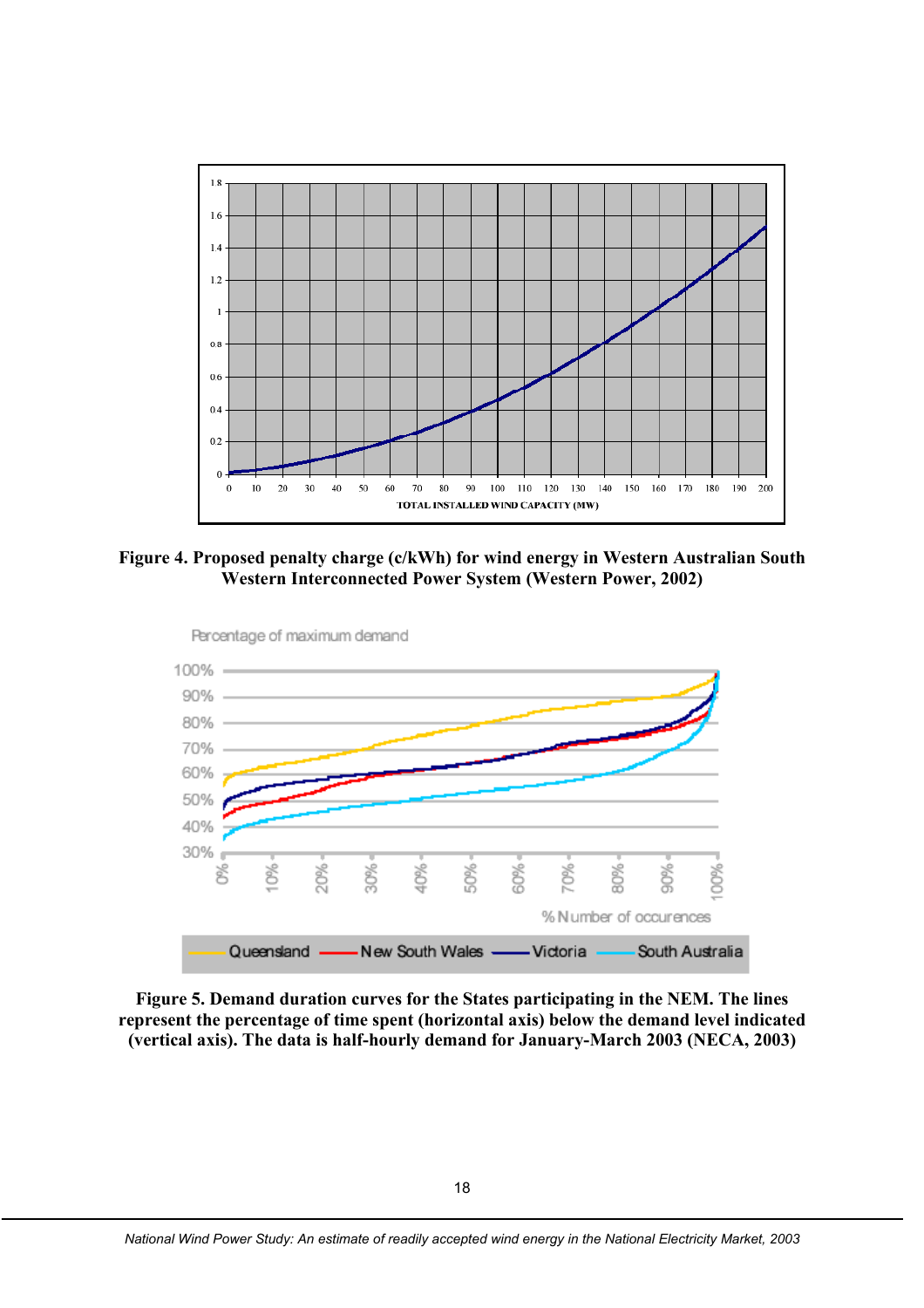**Figure 4. Proposed penalty charge (c/kWh) for wind energy in Western Australian South Western Interconnected Power System (Western Power, 2002)**

**Figure 5. Demand duration curves for the States participating in the NEM. The lines represent the percentage of time spent (horizontal axis) below the demand level indicated (vertical axis). The data is half-hourly demand for January-March 2003 (NECA, 2003)**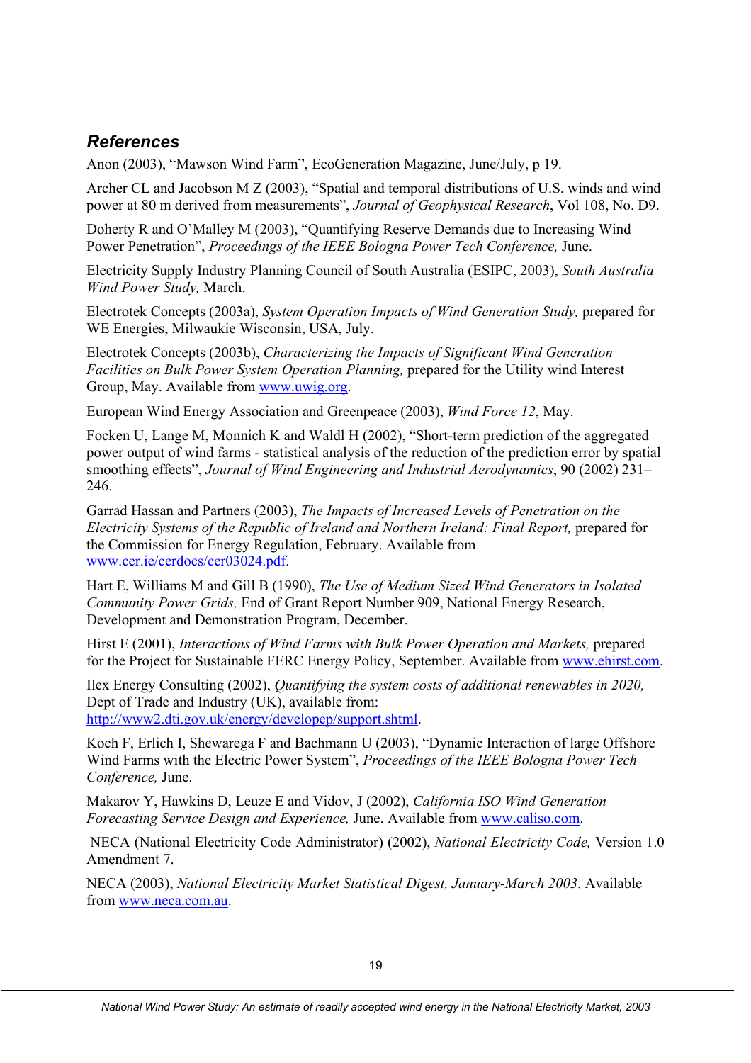## *References*

Anon (2003), "Mawson Wind Farm", EcoGeneration Magazine, June/July, p 19.

Archer CL and Jacobson M Z (2003), "Spatial and temporal distributions of U.S. winds and wind power at 80 m derived from measurements", *Journal of Geophysical Research*, Vol 108, No. D9.

Doherty R and O'Malley M (2003), "Quantifying Reserve Demands due to Increasing Wind Power Penetration", *Proceedings of the IEEE Bologna Power Tech Conference,* June.

Electricity Supply Industry Planning Council of South Australia (ESIPC, 2003), *South Australia Wind Power Study,* March.

Electrotek Concepts (2003a), *System Operation Impacts of Wind Generation Study,* prepared for WE Energies, Milwaukie Wisconsin, USA, July.

Electrotek Concepts (2003b), *Characterizing the Impacts of Significant Wind Generation Facilities on Bulk Power System Operation Planning,* prepared for the Utility wind Interest Group, May. Available from www.uwig.org.

European Wind Energy Association and Greenpeace (2003), *Wind Force 12*, May.

Focken U, Lange M, Monnich K and Waldl H (2002), "Short-term prediction of the aggregated power output of wind farms - statistical analysis of the reduction of the prediction error by spatial smoothing effects", *Journal of Wind Engineering and Industrial Aerodynamics*, 90 (2002) 231–246.

Garrad Hassan and Partners (2003), *The Impacts of Increased Levels of Penetration on the Electricity Systems of the Republic of Ireland and Northern Ireland: Final Report,* prepared for the Commission for Energy Regulation, February. Available from www.cer.ie/cerdocs/cer03024.pdf.

Hart E, Williams M and Gill B (1990), *The Use of Medium Sized Wind Generators in Isolated Community Power Grids,* End of Grant Report Number 909, National Energy Research, Development and Demonstration Program, December.

Hirst E (2001), *Interactions of Wind Farms with Bulk Power Operation and Markets,* prepared for the Project for Sustainable FERC Energy Policy, September. Available from www.ehirst.com.

Ilex Energy Consulting (2002), *Quantifying the system costs of additional renewables in 2020,* Dept of Trade and Industry (UK), available from: http://www2.dti.gov.uk/energy/developep/support.shtml.

Koch F, Erlich I, Shewarega F and Bachmann U (2003), "Dynamic Interaction of large Offshore Wind Farms with the Electric Power System", *Proceedings of the IEEE Bologna Power Tech Conference,* June.

Makarov Y, Hawkins D, Leuze E and Vidov, J (2002), *California ISO Wind Generation Forecasting Service Design and Experience,* June. Available from www.caliso.com.

NECA (National Electricity Code Administrator) (2002), *National Electricity Code,* Version 1.0 Amendment 7.

NECA (2003), *National Electricity Market Statistical Digest, January-March 2003*. Available from www.neca.com.au.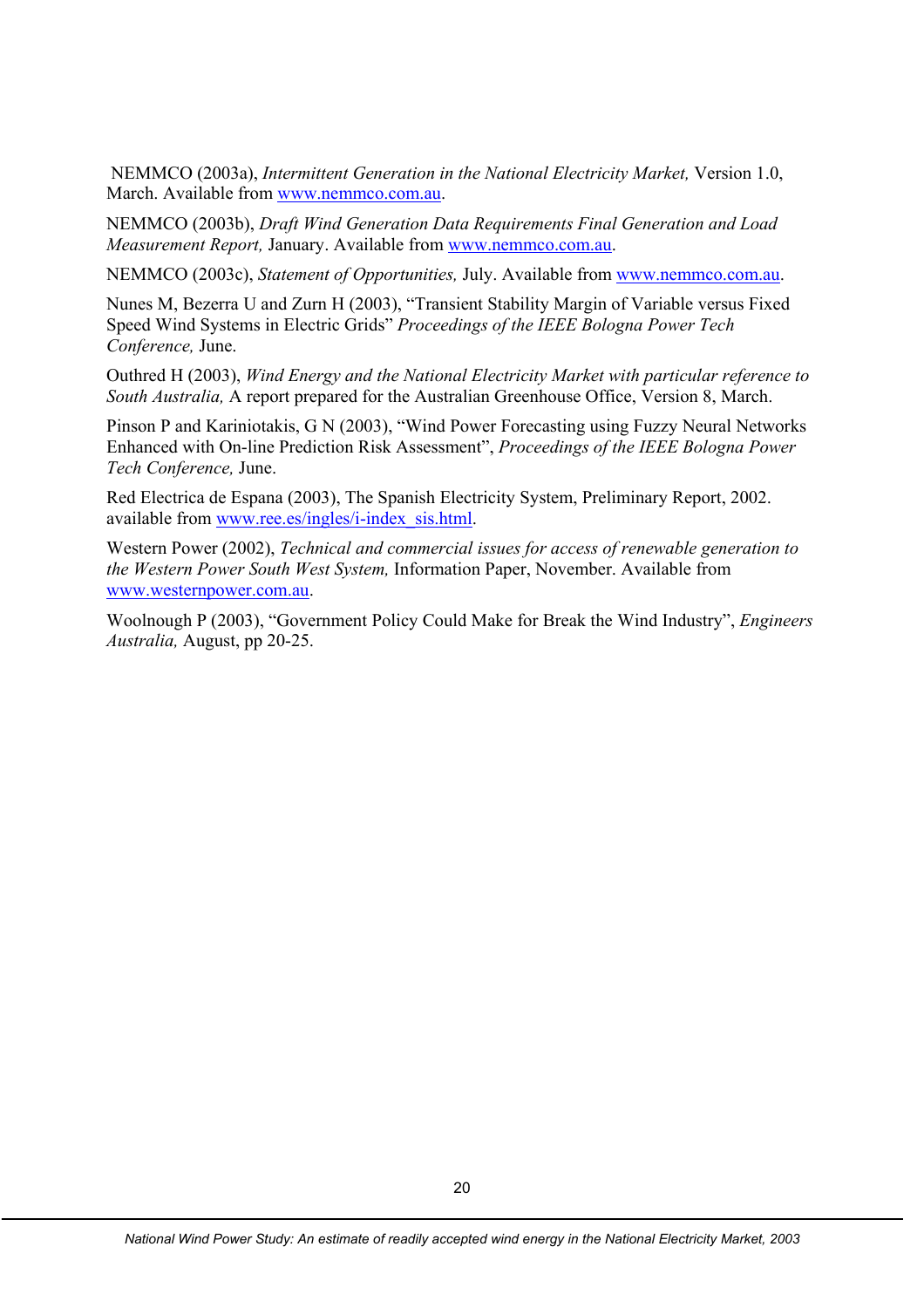NEMMCO (2003a), *Intermittent Generation in the National Electricity Market,* Version 1.0, March. Available from www.nemmco.com.au.

NEMMCO (2003b), *Draft Wind Generation Data Requirements Final Generation and Load Measurement Report,* January. Available from www.nemmco.com.au.

NEMMCO (2003c), *Statement of Opportunities,* July. Available from www.nemmco.com.au.

Nunes M, Bezerra U and Zurn H (2003), "Transient Stability Margin of Variable versus Fixed Speed Wind Systems in Electric Grids" *Proceedings of the IEEE Bologna Power Tech Conference,* June.

Outhred H (2003), *Wind Energy and the National Electricity Market with particular reference to South Australia,* A report prepared for the Australian Greenhouse Office, Version 8, March.

Pinson P and Kariniotakis, G N (2003), "Wind Power Forecasting using Fuzzy Neural Networks Enhanced with On-line Prediction Risk Assessment", *Proceedings of the IEEE Bologna Power Tech Conference,* June.

Red Electrica de Espana (2003), The Spanish Electricity System, Preliminary Report, 2002. available from www.ree.es/ingles/i-index_sis.html.

Western Power (2002), *Technical and commercial issues for access of renewable generation to the Western Power South West System,* Information Paper, November. Available from www.westernpower.com.au.

Woolnough P (2003), "Government Policy Could Make for Break the Wind Industry", *Engineers Australia,* August, pp 20-25.